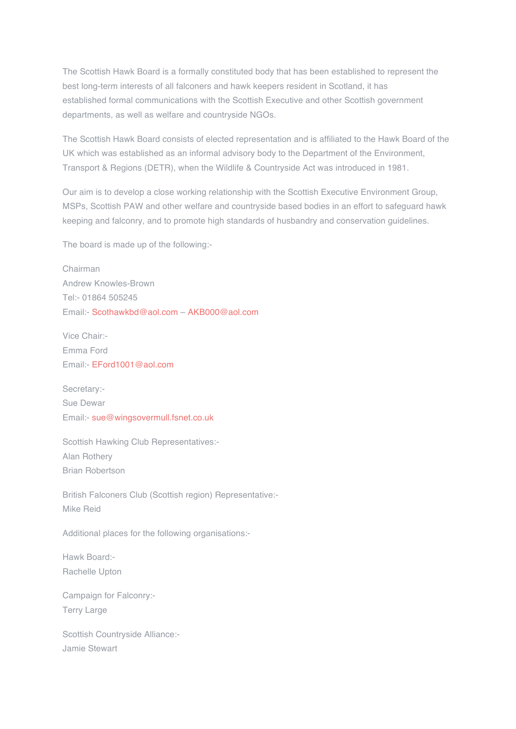The Scottish Hawk Board is a formally constituted body that has been established to represent the best long-term interests of all falconers and hawk keepers resident in Scotland, it has established formal communications with the Scottish Executive and other Scottish government departments, as well as welfare and countryside NGOs.

The Scottish Hawk Board consists of elected representation and is affiliated to the Hawk Board of the UK which was established as an informal advisory body to the Department of the Environment, Transport & Regions (DETR), when the Wildlife & Countryside Act was introduced in 1981.

Our aim is to develop a close working relationship with the Scottish Executive Environment Group, MSPs, Scottish PAW and other welfare and countryside based bodies in an effort to safeguard hawk keeping and falconry, and to promote high standards of husbandry and conservation guidelines.

The board is made up of the following:-

Chairman
Andrew Knowles-Brown
Tel:- 01864 505245
Email:- Scothawkbd@aol.com – AKB000@aol.com

Vice Chair:-
Emma Ford
Email:- EFord1001@aol.com

Secretary:-
Sue Dewar
Email:- sue@wingsovermull.fsnet.co.uk

Scottish Hawking Club Representatives:-
Alan Rothery
Brian Robertson

British Falconers Club (Scottish region) Representative:-
Mike Reid

Additional places for the following organisations:-

Hawk Board:-
Rachelle Upton

Campaign for Falconry:-
Terry Large

Scottish Countryside Alliance:-
Jamie Stewart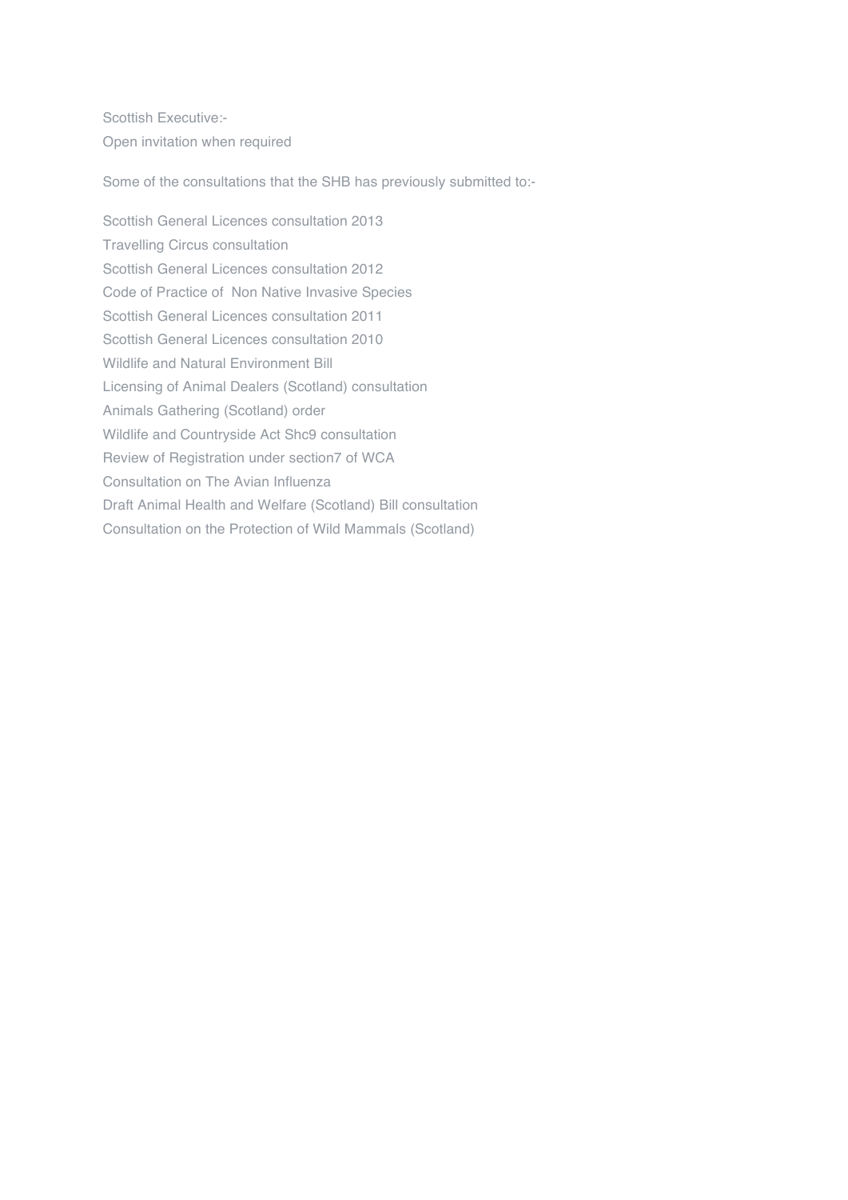Scottish Executive:-

Open invitation when required

Some of the consultations that the SHB has previously submitted to:-

Scottish General Licences consultation 2013

Travelling Circus consultation

Scottish General Licences consultation 2012

Code of Practice of Non Native Invasive Species

Scottish General Licences consultation 2011

Scottish General Licences consultation 2010

Wildlife and Natural Environment Bill

Licensing of Animal Dealers (Scotland) consultation

Animals Gathering (Scotland) order

Wildlife and Countryside Act Shc9 consultation

Review of Registration under section7 of WCA

Consultation on The Avian Influenza

Draft Animal Health and Welfare (Scotland) Bill consultation

Consultation on the Protection of Wild Mammals (Scotland)